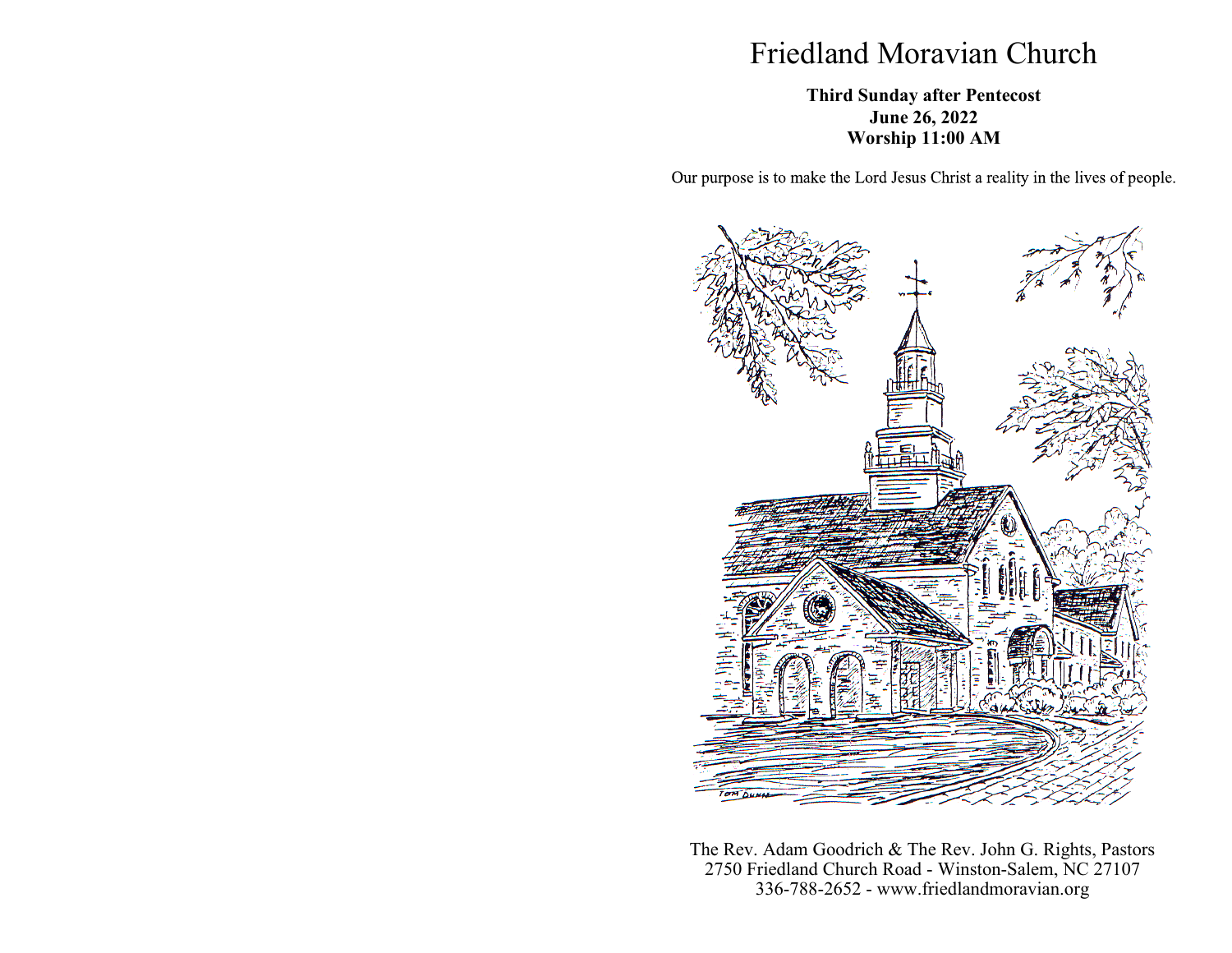# Friedland Moravian Church

**Third Sunday after Pentecost**
**June 26, 2022**
**Worship 11:00 AM**

Our purpose is to make the Lord Jesus Christ a reality in the lives of people.

The Rev. Adam Goodrich & The Rev. John G. Rights, Pastors
2750 Friedland Church Road - Winston-Salem, NC 27107
336-788-2652 - www.friedlandmoravian.org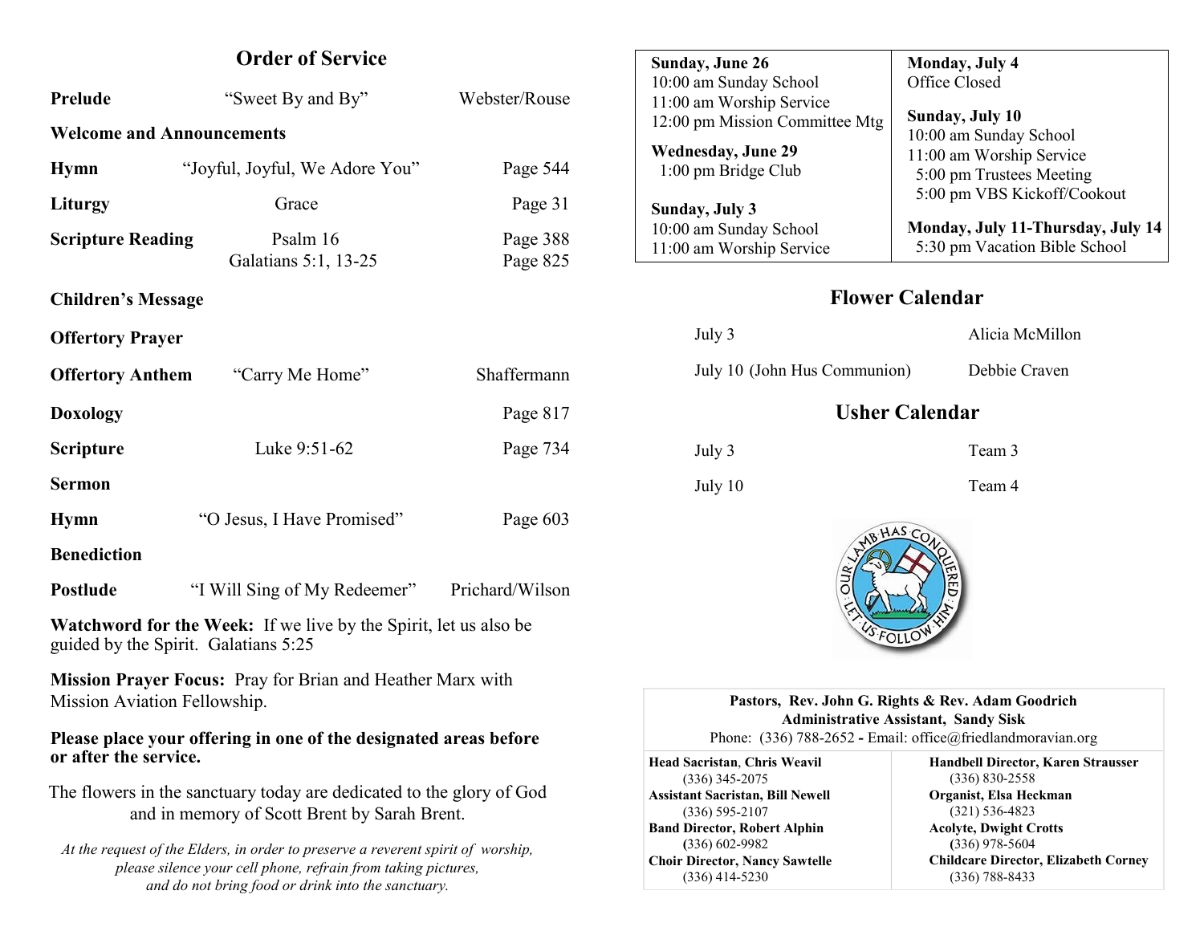## Order of Service

| | | |
|---|---|---|
| **Prelude** | "Sweet By and By" | Webster/Rouse |
| **Welcome and Announcements** | | |
| **Hymn** | "Joyful, Joyful, We Adore You" | Page 544 |
| **Liturgy** | Grace | Page 31 |
| **Scripture Reading** | Psalm 16 | Page 388 |
| | Galatians 5:1, 13-25 | Page 825 |
| **Children's Message** | | |
| **Offertory Prayer** | | |
| **Offertory Anthem** | "Carry Me Home" | Shaffermann |
| **Doxology** | | Page 817 |
| **Scripture** | Luke 9:51-62 | Page 734 |
| **Sermon** | | |
| **Hymn** | "O Jesus, I Have Promised" | Page 603 |
| **Benediction** | | |
| **Postlude** | "I Will Sing of My Redeemer" | Prichard/Wilson |

**Watchword for the Week:** If we live by the Spirit, let us also be guided by the Spirit. Galatians 5:25

**Mission Prayer Focus:** Pray for Brian and Heather Marx with Mission Aviation Fellowship.

**Please place your offering in one of the designated areas before or after the service.**

The flowers in the sanctuary today are dedicated to the glory of God and in memory of Scott Brent by Sarah Brent.

*At the request of the Elders, in order to preserve a reverent spirit of worship, please silence your cell phone, refrain from taking pictures, and do not bring food or drink into the sanctuary.*

**Sunday, June 26**
10:00 am Sunday School
11:00 am Worship Service
12:00 pm Mission Committee Mtg

**Wednesday, June 29**
1:00 pm Bridge Club

**Sunday, July 3**
10:00 am Sunday School
11:00 am Worship Service

**Monday, July 4**
Office Closed

**Sunday, July 10**
10:00 am Sunday School
11:00 am Worship Service
5:00 pm Trustees Meeting
5:00 pm VBS Kickoff/Cookout

**Monday, July 11-Thursday, July 14**
5:30 pm Vacation Bible School

## Flower Calendar

| | |
|---|---|
| July 3 | Alicia McMillon |
| July 10 (John Hus Communion) | Debbie Craven |

## Usher Calendar

| | |
|---|---|
| July 3 | Team 3 |
| July 10 | Team 4 |

OUR LAMB HAS CONQUERED · LET US FOLLOW HIM

**Pastors, Rev. John G. Rights & Rev. Adam Goodrich**
**Administrative Assistant, Sandy Sisk**
Phone: (336) 788-2652 - Email: office@friedlandmoravian.org

| | |
|---|---|
| **Head Sacristan, Chris Weavil** (336) 345-2075 | **Handbell Director, Karen Strausser** (336) 830-2558 |
| **Assistant Sacristan, Bill Newell** (336) 595-2107 | **Organist, Elsa Heckman** (321) 536-4823 |
| **Band Director, Robert Alphin** (336) 602-9982 | **Acolyte, Dwight Crotts** (336) 978-5604 |
| **Choir Director, Nancy Sawtelle** (336) 414-5230 | **Childcare Director, Elizabeth Corney** (336) 788-8433 |